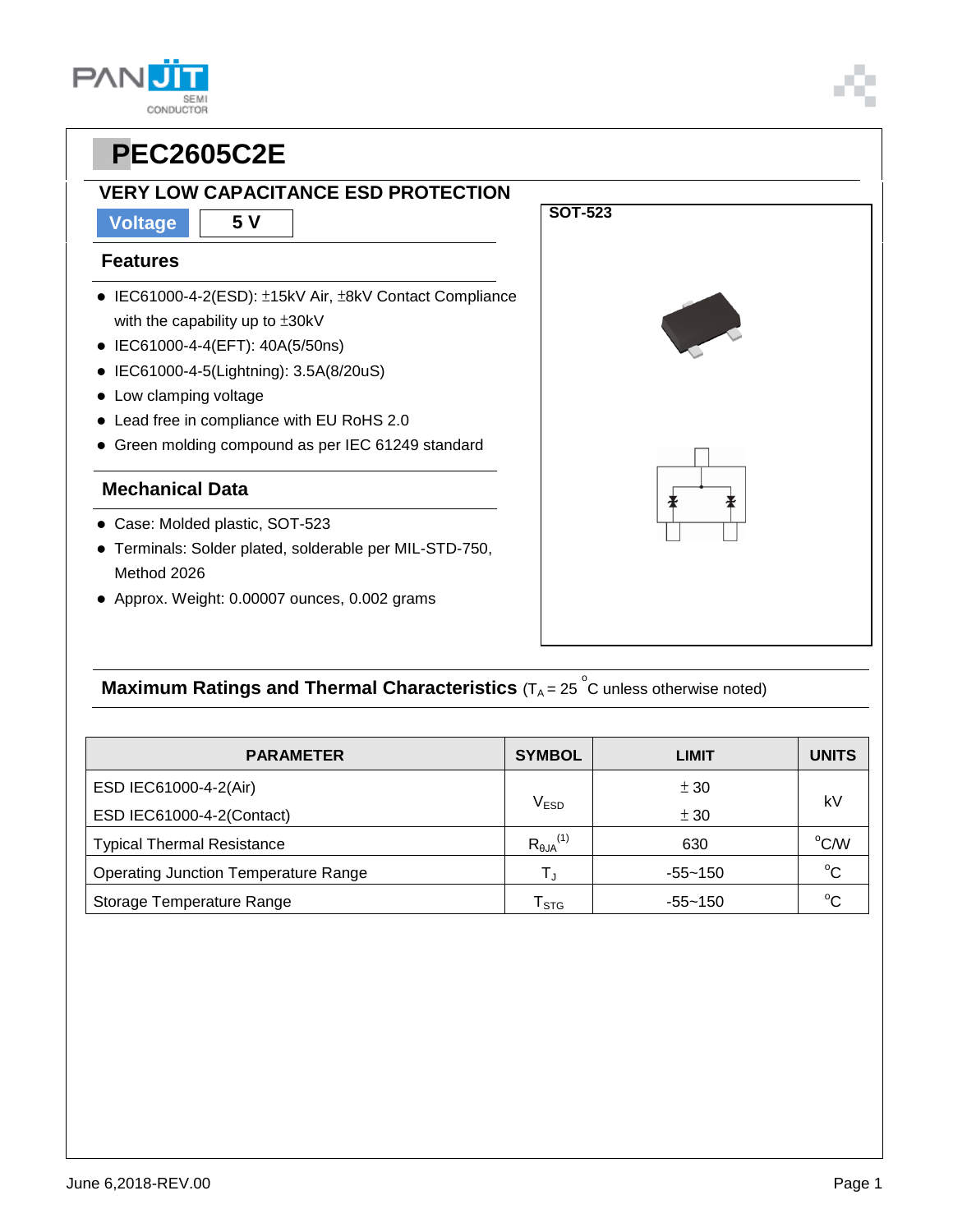# PEC2605C2E

## VERY LOW CAPACITANCE ESD PROTECTION

**Voltage** | **5 V**

### Features

- IEC61000-4-2(ESD): ±15kV Air, ±8kV Contact Compliance with the capability up to ±30kV
- IEC61000-4-4(EFT): 40A(5/50ns)
- IEC61000-4-5(Lightning): 3.5A(8/20uS)
- Low clamping voltage
- Lead free in compliance with EU RoHS 2.0
- Green molding compound as per IEC 61249 standard

### Mechanical Data

- Case: Molded plastic, SOT-523
- Terminals: Solder plated, solderable per MIL-STD-750, Method 2026
- Approx. Weight: 0.00007 ounces, 0.002 grams

**SOT-523**

### Maximum Ratings and Thermal Characteristics ($T_A$ = 25 $^oC$ unless otherwise noted)

| PARAMETER | SYMBOL | LIMIT | UNITS |
|---|---|---|---|
| ESD IEC61000-4-2(Air) | $V_{ESD}$ | ± 30 | kV |
| ESD IEC61000-4-2(Contact) | | ± 30 | |
| Typical Thermal Resistance | $R_{\theta JA}$ (1) | 630 | $^oC/W$ |
| Operating Junction Temperature Range | $T_J$ | -55~150 | $^oC$ |
| Storage Temperature Range | $T_{STG}$ | -55~150 | $^oC$ |

June 6,2018-REV.00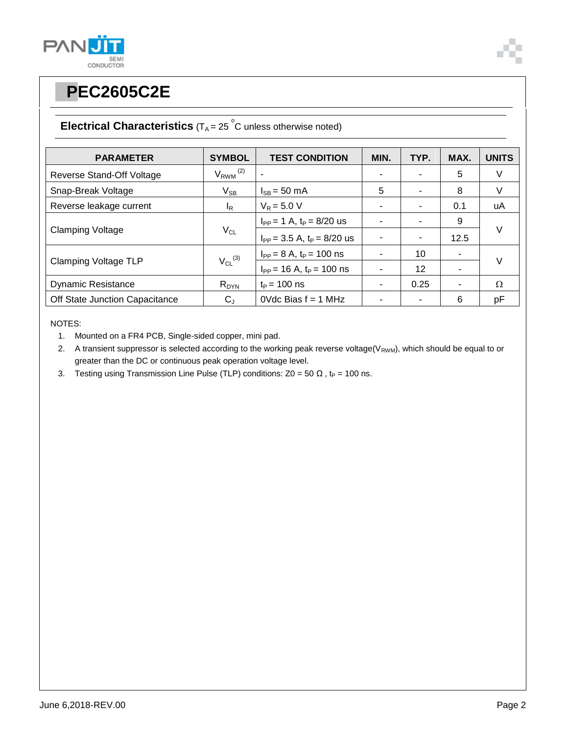# PEC2605C2E

## Electrical Characteristics ($T_A$ = 25 °C unless otherwise noted)

| PARAMETER | SYMBOL | TEST CONDITION | MIN. | TYP. | MAX. | UNITS |
|---|---|---|---|---|---|---|
| Reverse Stand-Off Voltage | $V_{RWM}$ (2) | - | - | - | 5 | V |
| Snap-Break Voltage | $V_{SB}$ | $I_{SB}$ = 50 mA | 5 | - | 8 | V |
| Reverse leakage current | $I_R$ | $V_R$ = 5.0 V | - | - | 0.1 | uA |
| Clamping Voltage | $V_{CL}$ | $I_{PP}$ = 1 A, $t_P$ = 8/20 us | - | - | 9 | V |
| | | $I_{PP}$ = 3.5 A, $t_P$ = 8/20 us | - | - | 12.5 | |
| Clamping Voltage TLP | $V_{CL}$ (3) | $I_{PP}$ = 8 A, $t_P$ = 100 ns | - | 10 | - | V |
| | | $I_{PP}$ = 16 A, $t_P$ = 100 ns | - | 12 | - | |
| Dynamic Resistance | $R_{DYN}$ | $t_P$ = 100 ns | - | 0.25 | - | Ω |
| Off State Junction Capacitance | $C_J$ | 0Vdc Bias f = 1 MHz | - | - | 6 | pF |

NOTES:

1. Mounted on a FR4 PCB, Single-sided copper, mini pad.
2. A transient suppressor is selected according to the working peak reverse voltage($V_{RWM}$), which should be equal to or greater than the DC or continuous peak operation voltage level.
3. Testing using Transmission Line Pulse (TLP) conditions: Z0 = 50 Ω , $t_P$ = 100 ns.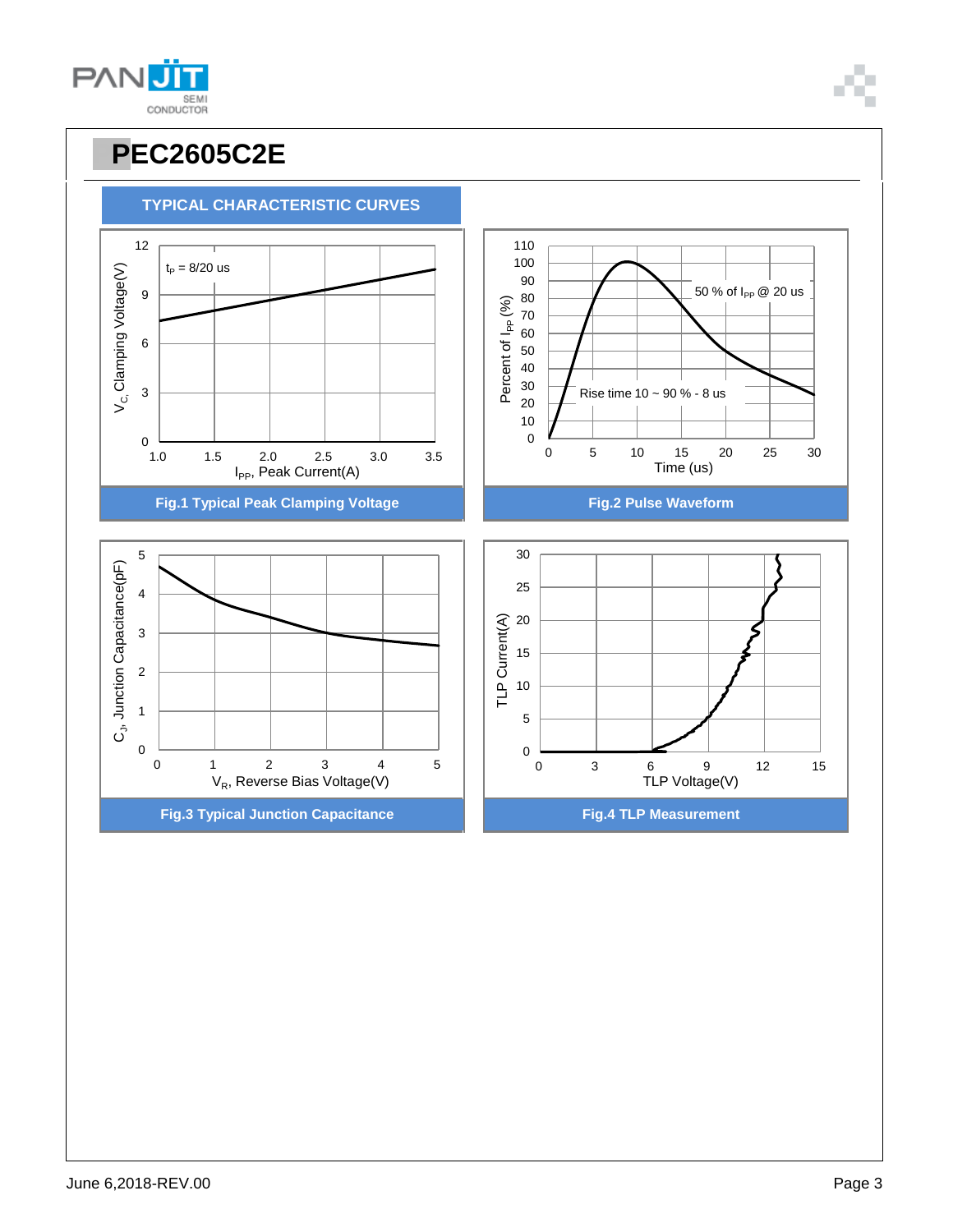# PEC2605C2E

## TYPICAL CHARACTERISTIC CURVES

Fig.1 Typical Peak Clamping Voltage

Fig.2 Pulse Waveform

Fig.3 Typical Junction Capacitance

Fig.4 TLP Measurement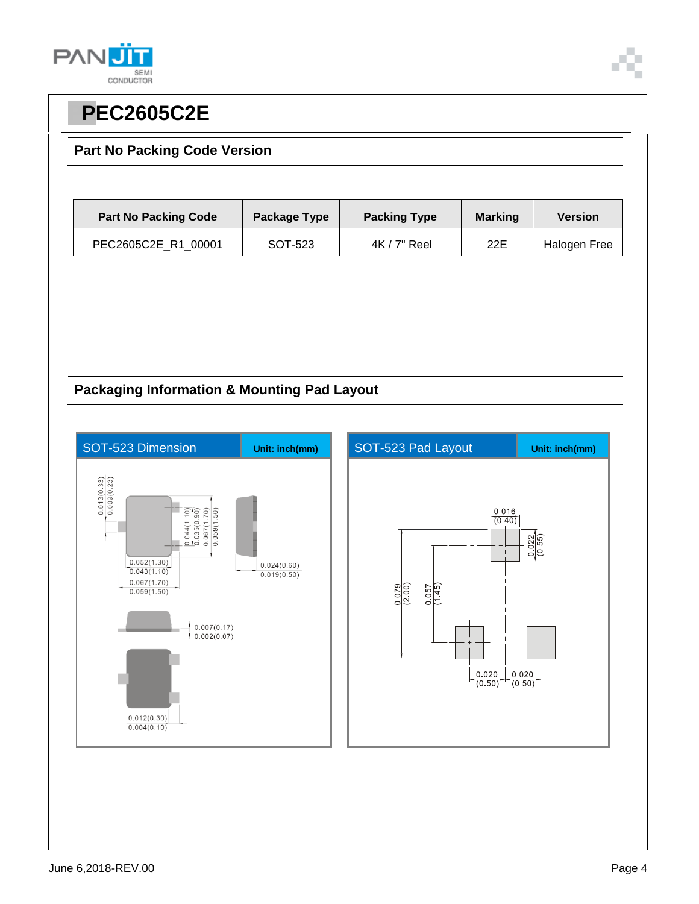# PEC2605C2E

## Part No Packing Code Version

| Part No Packing Code | Package Type | Packing Type | Marking | Version |
|---|---|---|---|---|
| PEC2605C2E_R1_00001 | SOT-523 | 4K / 7" Reel | 22E | Halogen Free |

## Packaging Information & Mounting Pad Layout

**SOT-523 Dimension** Unit: inch(mm)

0.013(0.33)
0.009(0.23)
0.044(1.10)
0.035(0.90)
0.067(1.70)
0.059(1.50)
0.052(1.30)
0.043(1.10)
0.067(1.70)
0.059(1.50)
0.024(0.60)
0.019(0.50)
0.007(0.17)
0.002(0.07)
0.012(0.30)
0.004(0.10)

**SOT-523 Pad Layout** Unit: inch(mm)

0.016 (0.40)
0.022 (0.55)
0.079 (2.00)
0.057 (1.45)
0.020 (0.50)
0.020 (0.50)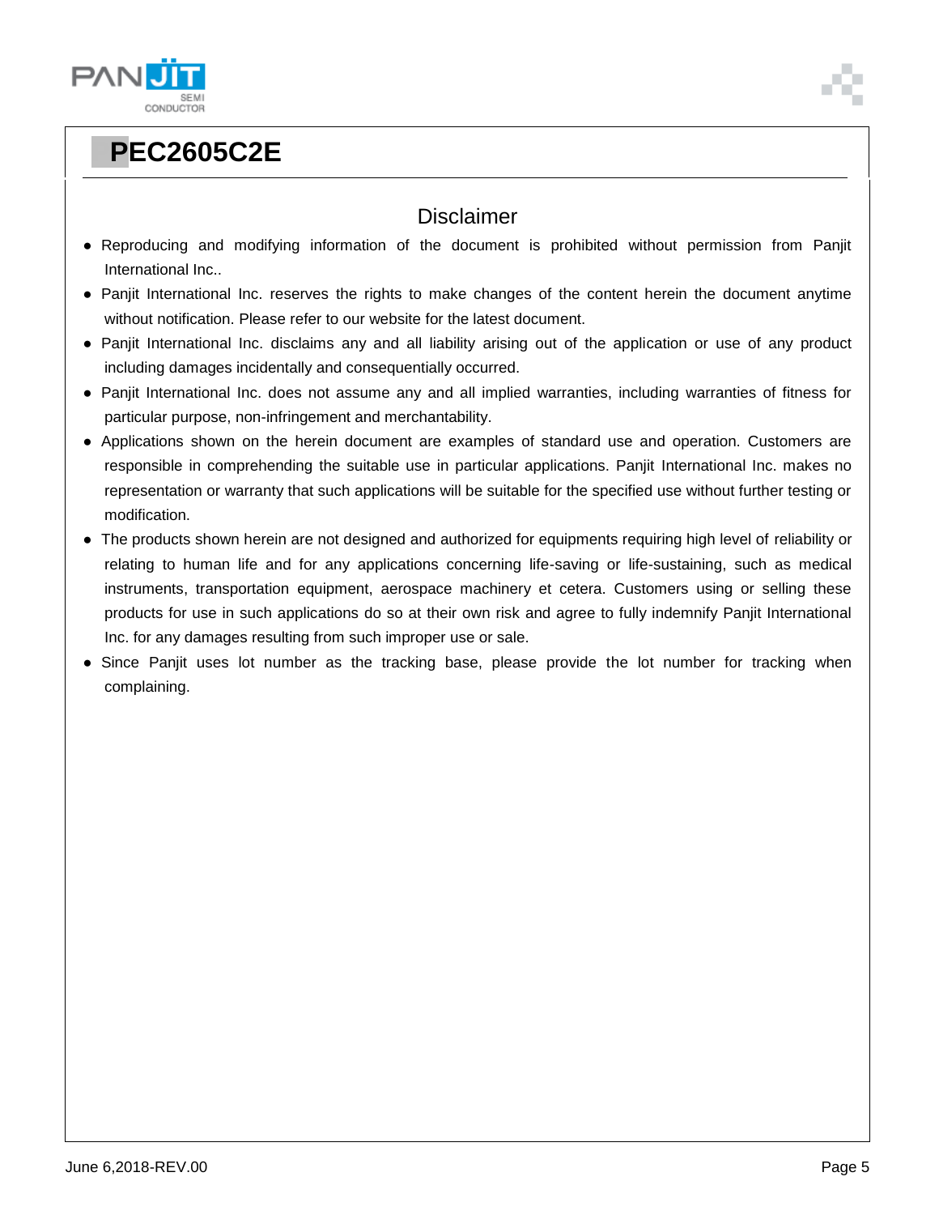# PEC2605C2E

## Disclaimer

- Reproducing and modifying information of the document is prohibited without permission from Panjit International Inc..
- Panjit International Inc. reserves the rights to make changes of the content herein the document anytime without notification. Please refer to our website for the latest document.
- Panjit International Inc. disclaims any and all liability arising out of the application or use of any product including damages incidentally and consequentially occurred.
- Panjit International Inc. does not assume any and all implied warranties, including warranties of fitness for particular purpose, non-infringement and merchantability.
- Applications shown on the herein document are examples of standard use and operation. Customers are responsible in comprehending the suitable use in particular applications. Panjit International Inc. makes no representation or warranty that such applications will be suitable for the specified use without further testing or modification.
- The products shown herein are not designed and authorized for equipments requiring high level of reliability or relating to human life and for any applications concerning life-saving or life-sustaining, such as medical instruments, transportation equipment, aerospace machinery et cetera. Customers using or selling these products for use in such applications do so at their own risk and agree to fully indemnify Panjit International Inc. for any damages resulting from such improper use or sale.
- Since Panjit uses lot number as the tracking base, please provide the lot number for tracking when complaining.

June 6,2018-REV.00